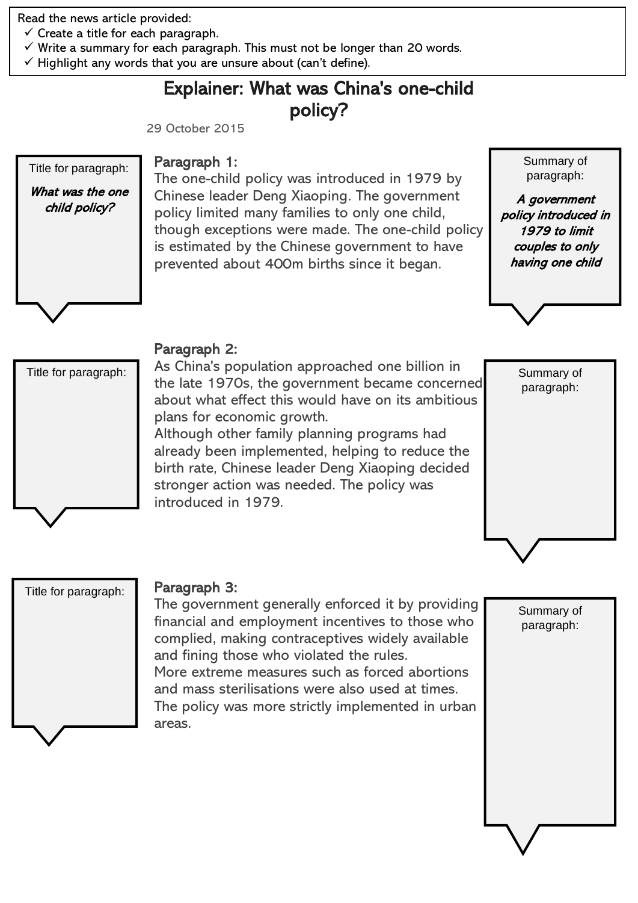Read the news article provided:

- ✓ Create a title for each paragraph.
- ✓ Write a summary for each paragraph. This must not be longer than 20 words.
- ✓ Highlight any words that you are unsure about (can't define).

# Explainer: What was China's one-child policy?

29 October 2015

Title for paragraph:

***What was the one child policy?***

### Paragraph 1:

The one-child policy was introduced in 1979 by Chinese leader Deng Xiaoping. The government policy limited many families to only one child, though exceptions were made. The one-child policy is estimated by the Chinese government to have prevented about 400m births since it began.

Summary of paragraph:

***A government policy introduced in 1979 to limit couples to only having one child***

Title for paragraph:

### Paragraph 2:

As China's population approached one billion in the late 1970s, the government became concerned about what effect this would have on its ambitious plans for economic growth.

Although other family planning programs had already been implemented, helping to reduce the birth rate, Chinese leader Deng Xiaoping decided stronger action was needed. The policy was introduced in 1979.

Summary of paragraph:

Title for paragraph:

### Paragraph 3:

The government generally enforced it by providing financial and employment incentives to those who complied, making contraceptives widely available and fining those who violated the rules.

More extreme measures such as forced abortions and mass sterilisations were also used at times. The policy was more strictly implemented in urban areas.

Summary of paragraph: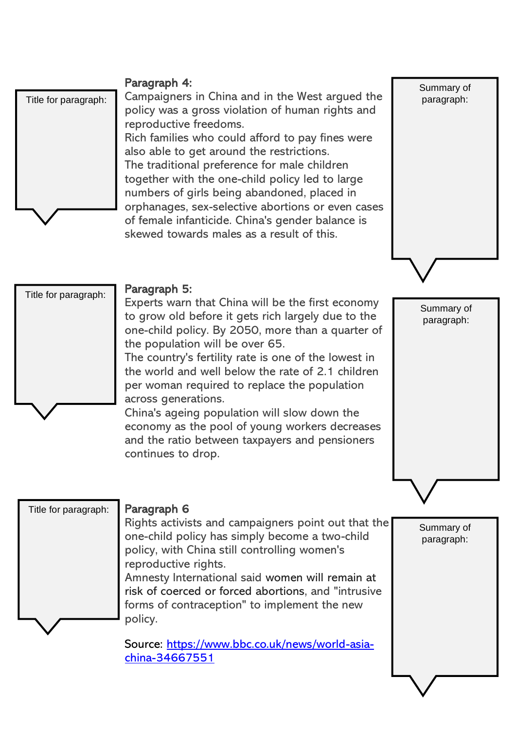Title for paragraph:

**Paragraph 4:**

Campaigners in China and in the West argued the policy was a gross violation of human rights and reproductive freedoms.
Rich families who could afford to pay fines were also able to get around the restrictions.
The traditional preference for male children together with the one-child policy led to large numbers of girls being abandoned, placed in orphanages, sex-selective abortions or even cases of female infanticide. China's gender balance is skewed towards males as a result of this.

Summary of paragraph:

Title for paragraph:

**Paragraph 5:**

Experts warn that China will be the first economy to grow old before it gets rich largely due to the one-child policy. By 2050, more than a quarter of the population will be over 65.
The country's fertility rate is one of the lowest in the world and well below the rate of 2.1 children per woman required to replace the population across generations.
China's ageing population will slow down the economy as the pool of young workers decreases and the ratio between taxpayers and pensioners continues to drop.

Summary of paragraph:

Title for paragraph:

**Paragraph 6**

Rights activists and campaigners point out that the one-child policy has simply become a two-child policy, with China still controlling women's reproductive rights.
Amnesty International said women will remain at risk of coerced or forced abortions, and "intrusive forms of contraception" to implement the new policy.

Source: [https://www.bbc.co.uk/news/world-asia-china-34667551](https://www.bbc.co.uk/news/world-asia-china-34667551)

Summary of paragraph: